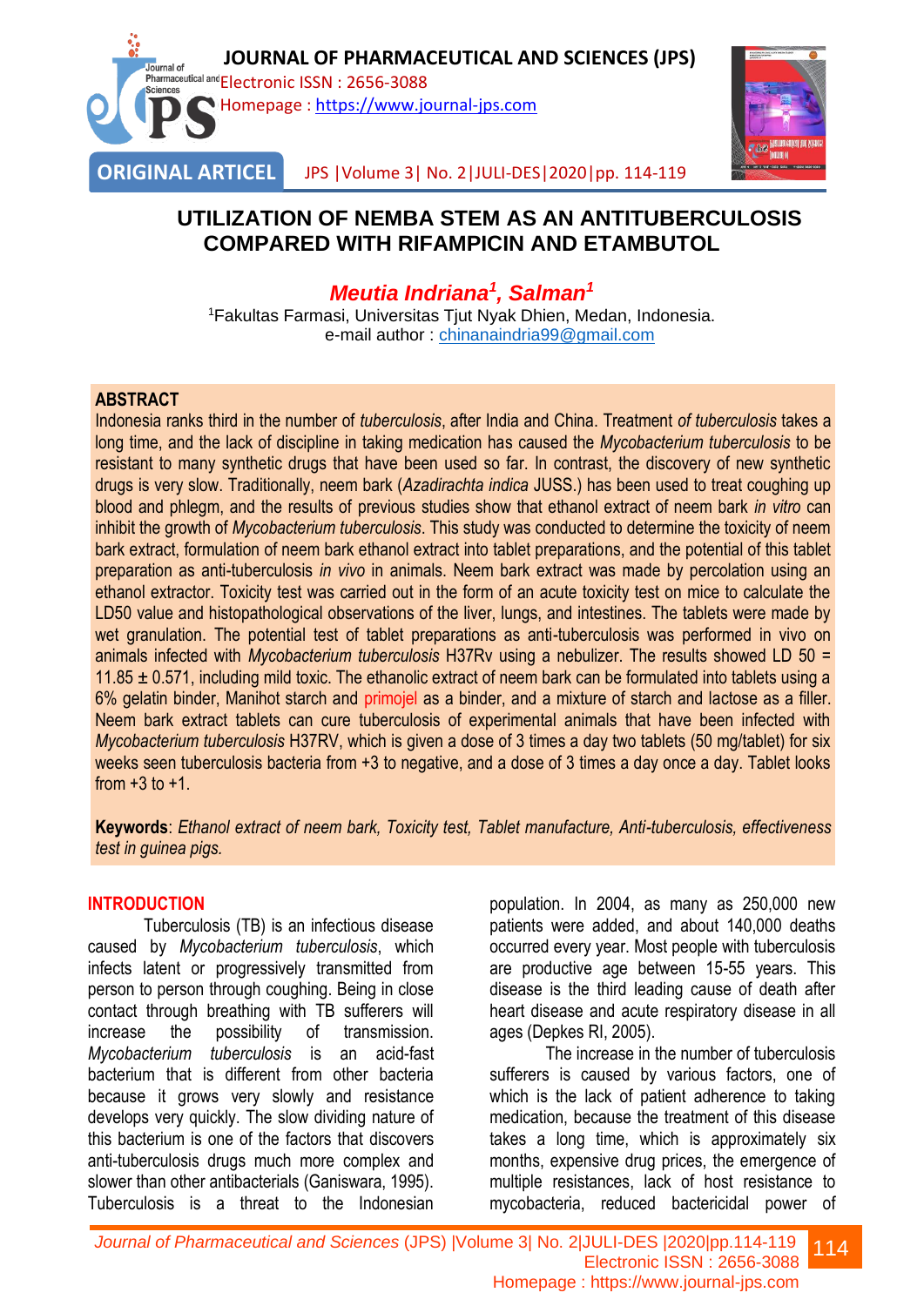ORIGINAL ARTICEL

# UTILIZATION OF NEMBA STEM AS AN ANTITUBERCULOSIS COMPARED WITH RIFAMPICIN AND ETAMBUTOL

***Meutia Indriana[1], Salman[1]***

[1]Fakultas Farmasi, Universitas Tjut Nyak Dhien, Medan, Indonesia.
e-mail author : chinanaindria99@gmail.com

## ABSTRACT

Indonesia ranks third in the number of *tuberculosis*, after India and China. Treatment *of tuberculosis* takes a long time, and the lack of discipline in taking medication has caused the *Mycobacterium tuberculosis* to be resistant to many synthetic drugs that have been used so far. In contrast, the discovery of new synthetic drugs is very slow. Traditionally, neem bark (*Azadirachta indica* JUSS.) has been used to treat coughing up blood and phlegm, and the results of previous studies show that ethanol extract of neem bark *in vitro* can inhibit the growth of *Mycobacterium tuberculosis*. This study was conducted to determine the toxicity of neem bark extract, formulation of neem bark ethanol extract into tablet preparations, and the potential of this tablet preparation as anti-tuberculosis *in vivo* in animals. Neem bark extract was made by percolation using an ethanol extractor. Toxicity test was carried out in the form of an acute toxicity test on mice to calculate the LD50 value and histopathological observations of the liver, lungs, and intestines. The tablets were made by wet granulation. The potential test of tablet preparations as anti-tuberculosis was performed in vivo on animals infected with *Mycobacterium tuberculosis* H37Rv using a nebulizer. The results showed LD 50 = 11.85 ± 0.571, including mild toxic. The ethanolic extract of neem bark can be formulated into tablets using a 6% gelatin binder, Manihot starch and primojel as a binder, and a mixture of starch and lactose as a filler. Neem bark extract tablets can cure tuberculosis of experimental animals that have been infected with *Mycobacterium tuberculosis* H37RV, which is given a dose of 3 times a day two tablets (50 mg/tablet) for six weeks seen tuberculosis bacteria from +3 to negative, and a dose of 3 times a day once a day. Tablet looks from +3 to +1.

**Keywords**: *Ethanol extract of neem bark, Toxicity test, Tablet manufacture, Anti-tuberculosis, effectiveness test in guinea pigs.*

## INTRODUCTION

Tuberculosis (TB) is an infectious disease caused by *Mycobacterium tuberculosis*, which infects latent or progressively transmitted from person to person through coughing. Being in close contact through breathing with TB sufferers will increase the possibility of transmission. *Mycobacterium tuberculosis* is an acid-fast bacterium that is different from other bacteria because it grows very slowly and resistance develops very quickly. The slow dividing nature of this bacterium is one of the factors that discovers anti-tuberculosis drugs much more complex and slower than other antibacterials (Ganiswara, 1995). Tuberculosis is a threat to the Indonesian population. In 2004, as many as 250,000 new patients were added, and about 140,000 deaths occurred every year. Most people with tuberculosis are productive age between 15-55 years. This disease is the third leading cause of death after heart disease and acute respiratory disease in all ages (Depkes RI, 2005).

The increase in the number of tuberculosis sufferers is caused by various factors, one of which is the lack of patient adherence to taking medication, because the treatment of this disease takes a long time, which is approximately six months, expensive drug prices, the emergence of multiple resistances, lack of host resistance to mycobacteria, reduced bactericidal power of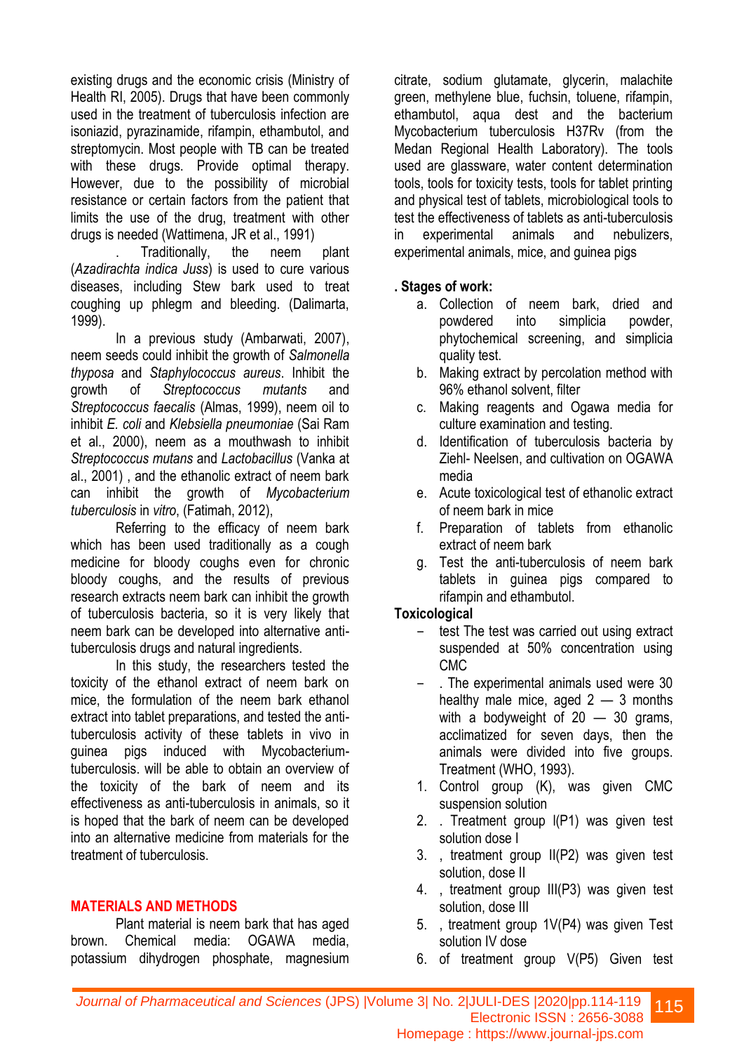existing drugs and the economic crisis (Ministry of Health RI, 2005). Drugs that have been commonly used in the treatment of tuberculosis infection are isoniazid, pyrazinamide, rifampin, ethambutol, and streptomycin. Most people with TB can be treated with these drugs. Provide optimal therapy. However, due to the possibility of microbial resistance or certain factors from the patient that limits the use of the drug, treatment with other drugs is needed (Wattimena, JR et al., 1991)

. Traditionally, the neem plant (*Azadirachta indica Juss*) is used to cure various diseases, including Stew bark used to treat coughing up phlegm and bleeding. (Dalimarta, 1999).

In a previous study (Ambarwati, 2007), neem seeds could inhibit the growth of *Salmonella thyposa* and *Staphylococcus aureus*. Inhibit the growth of *Streptococcus mutants* and *Streptococcus faecalis* (Almas, 1999), neem oil to inhibit *E. coli* and *Klebsiella pneumoniae* (Sai Ram et al., 2000), neem as a mouthwash to inhibit *Streptococcus mutans* and *Lactobacillus* (Vanka at al., 2001) , and the ethanolic extract of neem bark can inhibit the growth of *Mycobacterium tuberculosis* in *vitro*, (Fatimah, 2012),

Referring to the efficacy of neem bark which has been used traditionally as a cough medicine for bloody coughs even for chronic bloody coughs, and the results of previous research extracts neem bark can inhibit the growth of tuberculosis bacteria, so it is very likely that neem bark can be developed into alternative anti-tuberculosis drugs and natural ingredients.

In this study, the researchers tested the toxicity of the ethanol extract of neem bark on mice, the formulation of the neem bark ethanol extract into tablet preparations, and tested the anti-tuberculosis activity of these tablets in vivo in guinea pigs induced with Mycobacterium-tuberculosis. will be able to obtain an overview of the toxicity of the bark of neem and its effectiveness as anti-tuberculosis in animals, so it is hoped that the bark of neem can be developed into an alternative medicine from materials for the treatment of tuberculosis.

## MATERIALS AND METHODS

Plant material is neem bark that has aged brown. Chemical media: OGAWA media, potassium dihydrogen phosphate, magnesium citrate, sodium glutamate, glycerin, malachite green, methylene blue, fuchsin, toluene, rifampin, ethambutol, aqua dest and the bacterium Mycobacterium tuberculosis H37Rv (from the Medan Regional Health Laboratory). The tools used are glassware, water content determination tools, tools for toxicity tests, tools for tablet printing and physical test of tablets, microbiological tools to test the effectiveness of tablets as anti-tuberculosis in experimental animals and nebulizers, experimental animals, mice, and guinea pigs

**. Stages of work:**

a. Collection of neem bark, dried and powdered into simplicia powder, phytochemical screening, and simplicia quality test.
b. Making extract by percolation method with 96% ethanol solvent, filter
c. Making reagents and Ogawa media for culture examination and testing.
d. Identification of tuberculosis bacteria by Ziehl- Neelsen, and cultivation on OGAWA media
e. Acute toxicological test of ethanolic extract of neem bark in mice
f. Preparation of tablets from ethanolic extract of neem bark
g. Test the anti-tuberculosis of neem bark tablets in guinea pigs compared to rifampin and ethambutol.

**Toxicological**

- test The test was carried out using extract suspended at 50% concentration using CMC
- . The experimental animals used were 30 healthy male mice, aged 2 — 3 months with a bodyweight of 20 — 30 grams, acclimatized for seven days, then the animals were divided into five groups. Treatment (WHO, 1993).

1. Control group (K), was given CMC suspension solution
2. . Treatment group I(P1) was given test solution dose I
3. , treatment group II(P2) was given test solution, dose II
4. , treatment group III(P3) was given test solution, dose III
5. , treatment group 1V(P4) was given Test solution IV dose
6. of treatment group V(P5) Given test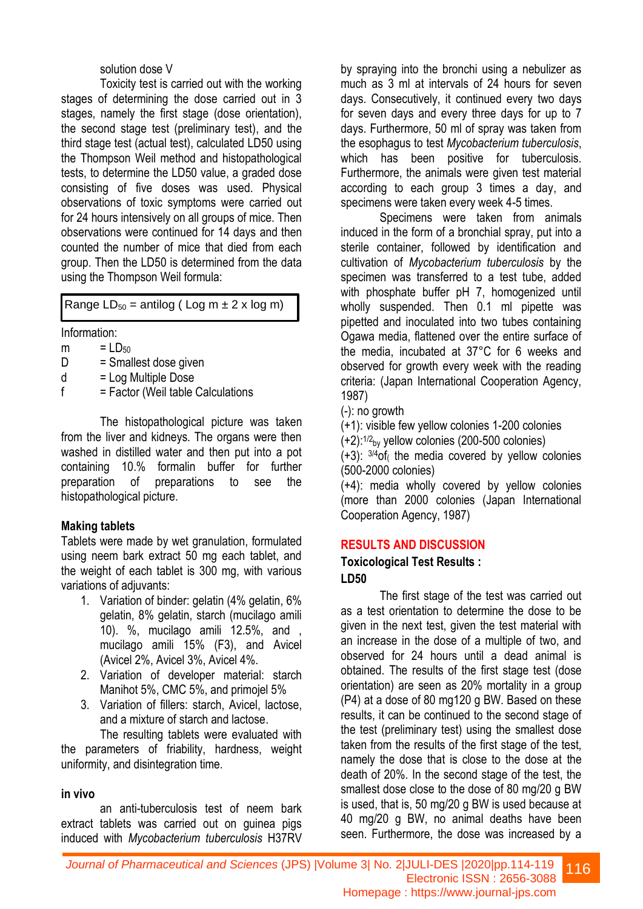solution dose V

Toxicity test is carried out with the working stages of determining the dose carried out in 3 stages, namely the first stage (dose orientation), the second stage test (preliminary test), and the third stage test (actual test), calculated LD50 using the Thompson Weil method and histopathological tests, to determine the LD50 value, a graded dose consisting of five doses was used. Physical observations of toxic symptoms were carried out for 24 hours intensively on all groups of mice. Then observations were continued for 14 days and then counted the number of mice that died from each group. Then the LD50 is determined from the data using the Thompson Weil formula:

| Range $LD_{50}$ = antilog ( Log m ± 2 x log m) |
|---|

Information:

m = $LD_{50}$
D = Smallest dose given
d = Log Multiple Dose
f = Factor (Weil table Calculations

The histopathological picture was taken from the liver and kidneys. The organs were then washed in distilled water and then put into a pot containing 10.% formalin buffer for further preparation of preparations to see the histopathological picture.

**Making tablets**

Tablets were made by wet granulation, formulated using neem bark extract 50 mg each tablet, and the weight of each tablet is 300 mg, with various variations of adjuvants:

1. Variation of binder: gelatin (4% gelatin, 6% gelatin, 8% gelatin, starch (mucilago amili 10). %, mucilago amili 12.5%, and , mucilago amili 15% (F3), and Avicel (Avicel 2%, Avicel 3%, Avicel 4%.
2. Variation of developer material: starch Manihot 5%, CMC 5%, and primojel 5%
3. Variation of fillers: starch, Avicel, lactose, and a mixture of starch and lactose.

The resulting tablets were evaluated with the parameters of friability, hardness, weight uniformity, and disintegration time.

**in vivo**

an anti-tuberculosis test of neem bark extract tablets was carried out on guinea pigs induced with *Mycobacterium tuberculosis* H37RV by spraying into the bronchi using a nebulizer as much as 3 ml at intervals of 24 hours for seven days. Consecutively, it continued every two days for seven days and every three days for up to 7 days. Furthermore, 50 ml of spray was taken from the esophagus to test *Mycobacterium tuberculosis*, which has been positive for tuberculosis. Furthermore, the animals were given test material according to each group 3 times a day, and specimens were taken every week 4-5 times.

Specimens were taken from animals induced in the form of a bronchial spray, put into a sterile container, followed by identification and cultivation of *Mycobacterium tuberculosis* by the specimen was transferred to a test tube, added with phosphate buffer pH 7, homogenized until wholly suspended. Then 0.1 ml pipette was pipetted and inoculated into two tubes containing Ogawa media, flattened over the entire surface of the media, incubated at 37°C for 6 weeks and observed for growth every week with the reading criteria: (Japan International Cooperation Agency, 1987)

(-): no growth
(+1): visible few yellow colonies 1-200 colonies
(+2): 1/2 by yellow colonies (200-500 colonies)
(+3): 3/4 of the media covered by yellow colonies (500-2000 colonies)
(+4): media wholly covered by yellow colonies (more than 2000 colonies (Japan International Cooperation Agency, 1987)

## RESULTS AND DISCUSSION

### Toxicological Test Results : LD50

The first stage of the test was carried out as a test orientation to determine the dose to be given in the next test, given the test material with an increase in the dose of a multiple of two, and observed for 24 hours until a dead animal is obtained. The results of the first stage test (dose orientation) are seen as 20% mortality in a group (P4) at a dose of 80 mg120 g BW. Based on these results, it can be continued to the second stage of the test (preliminary test) using the smallest dose taken from the results of the first stage of the test, namely the dose that is close to the dose at the death of 20%. In the second stage of the test, the smallest dose close to the dose of 80 mg/20 g BW is used, that is, 50 mg/20 g BW is used because at 40 mg/20 g BW, no animal deaths have been seen. Furthermore, the dose was increased by a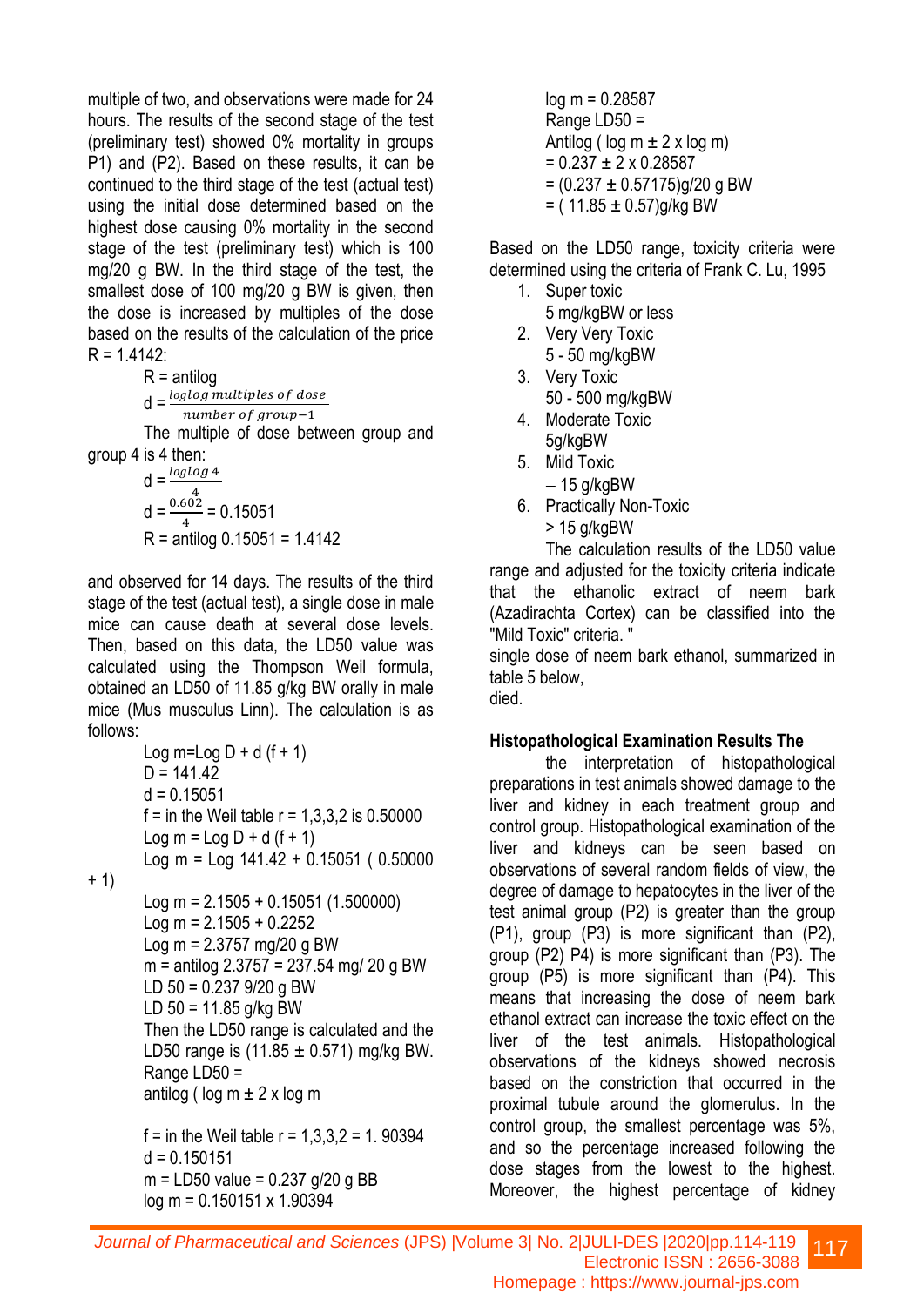multiple of two, and observations were made for 24 hours. The results of the second stage of the test (preliminary test) showed 0% mortality in groups P1) and (P2). Based on these results, it can be continued to the third stage of the test (actual test) using the initial dose determined based on the highest dose causing 0% mortality in the second stage of the test (preliminary test) which is 100 mg/20 g BW. In the third stage of the test, the smallest dose of 100 mg/20 g BW is given, then the dose is increased by multiples of the dose based on the results of the calculation of the price R = 1.4142:

R = antilog

$$d = \frac{\log\log \text{multiples of dose}}{\text{number of group} - 1}$$

The multiple of dose between group and group 4 is 4 then:

$$d = \frac{\log\log 4}{4}$$

$$d = \frac{0.602}{4} = 0.15051$$

R = antilog 0.15051 = 1.4142

and observed for 14 days. The results of the third stage of the test (actual test), a single dose in male mice can cause death at several dose levels. Then, based on this data, the LD50 value was calculated using the Thompson Weil formula, obtained an LD50 of 11.85 g/kg BW orally in male mice (Mus musculus Linn). The calculation is as follows:

Log m=Log D + d (f + 1)
D = 141.42
d = 0.15051
f = in the Weil table r = 1,3,3,2 is 0.50000
Log m = Log D + d (f + 1)
Log m = Log 141.42 + 0.15051 ( 0.50000 + 1)
Log m = 2.1505 + 0.15051 (1.500000)
Log m = 2.1505 + 0.2252
Log m = 2.3757 mg/20 g BW
m = antilog 2.3757 = 237.54 mg/ 20 g BW
LD 50 = 0.237 9/20 g BW
LD 50 = 11.85 g/kg BW

Then the LD50 range is calculated and the LD50 range is (11.85 ± 0.571) mg/kg BW.

Range LD50 =
antilog ( log m ± 2 x log m

f = in the Weil table r = 1,3,3,2 = 1. 90394
d = 0.150151
m = LD50 value = 0.237 g/20 g BB
log m = 0.150151 x 1.90394
log m = 0.28587
Range LD50 =
Antilog ( log m ± 2 x log m)
= 0.237 ± 2 x 0.28587
= (0.237 ± 0.57175)g/20 g BW
= ( 11.85 ± 0.57)g/kg BW

Based on the LD50 range, toxicity criteria were determined using the criteria of Frank C. Lu, 1995

1. Super toxic
   5 mg/kgBW or less
2. Very Very Toxic
   5 - 50 mg/kgBW
3. Very Toxic
   50 - 500 mg/kgBW
4. Moderate Toxic
   5g/kgBW
5. Mild Toxic
   – 15 g/kgBW
6. Practically Non-Toxic
   > 15 g/kgBW

The calculation results of the LD50 value range and adjusted for the toxicity criteria indicate that the ethanolic extract of neem bark (Azadirachta Cortex) can be classified into the "Mild Toxic" criteria. "
single dose of neem bark ethanol, summarized in table 5 below,
died.

**Histopathological Examination Results The**

the interpretation of histopathological preparations in test animals showed damage to the liver and kidney in each treatment group and control group. Histopathological examination of the liver and kidneys can be seen based on observations of several random fields of view, the degree of damage to hepatocytes in the liver of the test animal group (P2) is greater than the group (P1), group (P3) is more significant than (P2), group (P2) P4) is more significant than (P3). The group (P5) is more significant than (P4). This means that increasing the dose of neem bark ethanol extract can increase the toxic effect on the liver of the test animals. Histopathological observations of the kidneys showed necrosis based on the constriction that occurred in the proximal tubule around the glomerulus. In the control group, the smallest percentage was 5%, and so the percentage increased following the dose stages from the lowest to the highest. Moreover, the highest percentage of kidney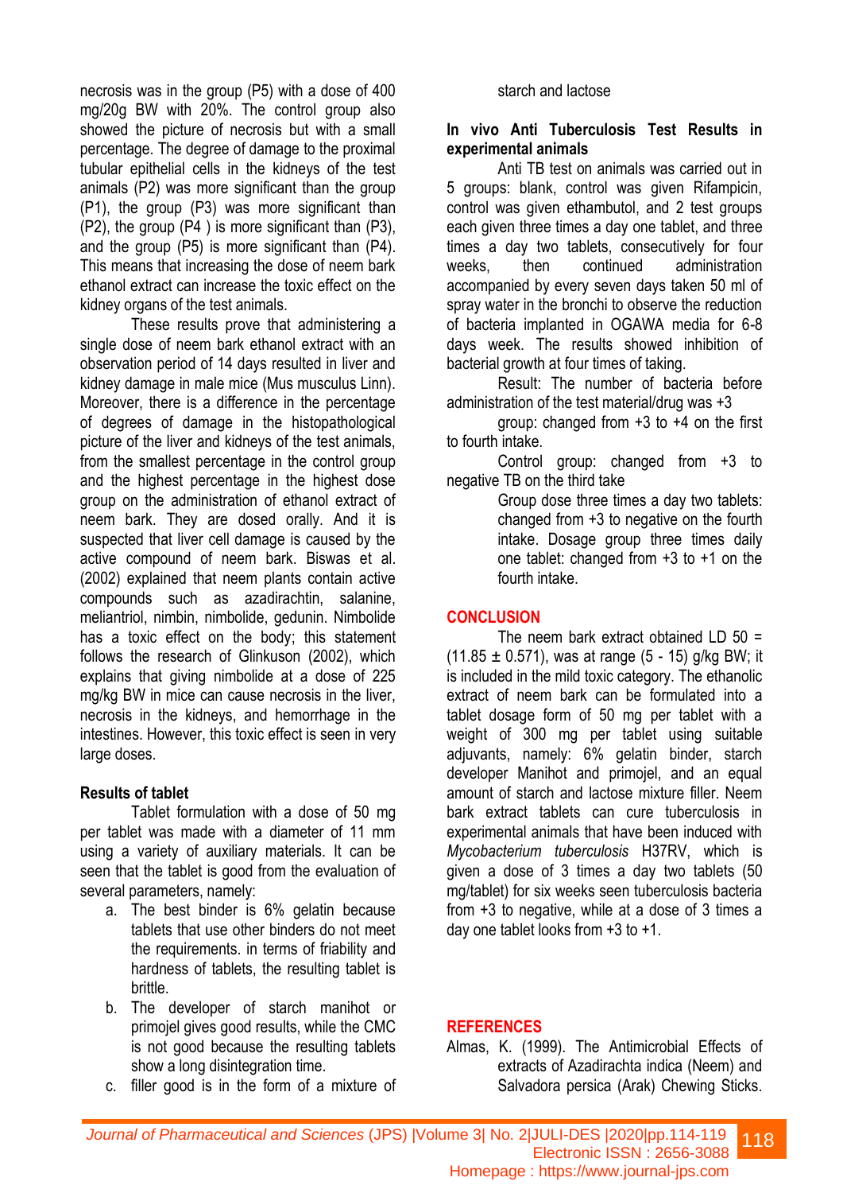necrosis was in the group (P5) with a dose of 400 mg/20g BW with 20%. The control group also showed the picture of necrosis but with a small percentage. The degree of damage to the proximal tubular epithelial cells in the kidneys of the test animals (P2) was more significant than the group (P1), the group (P3) was more significant than (P2), the group (P4 ) is more significant than (P3), and the group (P5) is more significant than (P4). This means that increasing the dose of neem bark ethanol extract can increase the toxic effect on the kidney organs of the test animals.

These results prove that administering a single dose of neem bark ethanol extract with an observation period of 14 days resulted in liver and kidney damage in male mice (Mus musculus Linn). Moreover, there is a difference in the percentage of degrees of damage in the histopathological picture of the liver and kidneys of the test animals, from the smallest percentage in the control group and the highest percentage in the highest dose group on the administration of ethanol extract of neem bark. They are dosed orally. And it is suspected that liver cell damage is caused by the active compound of neem bark. Biswas et al. (2002) explained that neem plants contain active compounds such as azadirachtin, salanine, meliantriol, nimbin, nimbolide, gedunin. Nimbolide has a toxic effect on the body; this statement follows the research of Glinkuson (2002), which explains that giving nimbolide at a dose of 225 mg/kg BW in mice can cause necrosis in the liver, necrosis in the kidneys, and hemorrhage in the intestines. However, this toxic effect is seen in very large doses.

### Results of tablet

Tablet formulation with a dose of 50 mg per tablet was made with a diameter of 11 mm using a variety of auxiliary materials. It can be seen that the tablet is good from the evaluation of several parameters, namely:

a. The best binder is 6% gelatin because tablets that use other binders do not meet the requirements. in terms of friability and hardness of tablets, the resulting tablet is brittle.
b. The developer of starch manihot or primojel gives good results, while the CMC is not good because the resulting tablets show a long disintegration time.
c. filler good is in the form of a mixture of starch and lactose

### In vivo Anti Tuberculosis Test Results in experimental animals

Anti TB test on animals was carried out in 5 groups: blank, control was given Rifampicin, control was given ethambutol, and 2 test groups each given three times a day one tablet, and three times a day two tablets, consecutively for four weeks, then continued administration accompanied by every seven days taken 50 ml of spray water in the bronchi to observe the reduction of bacteria implanted in OGAWA media for 6-8 days week. The results showed inhibition of bacterial growth at four times of taking.

Result: The number of bacteria before administration of the test material/drug was +3

group: changed from +3 to +4 on the first to fourth intake.

Control group: changed from +3 to negative TB on the third take

Group dose three times a day two tablets: changed from +3 to negative on the fourth intake. Dosage group three times daily one tablet: changed from +3 to +1 on the fourth intake.

## CONCLUSION

The neem bark extract obtained LD 50 = (11.85 ± 0.571), was at range (5 - 15) g/kg BW; it is included in the mild toxic category. The ethanolic extract of neem bark can be formulated into a tablet dosage form of 50 mg per tablet with a weight of 300 mg per tablet using suitable adjuvants, namely: 6% gelatin binder, starch developer Manihot and primojel, and an equal amount of starch and lactose mixture filler. Neem bark extract tablets can cure tuberculosis in experimental animals that have been induced with *Mycobacterium tuberculosis* H37RV, which is given a dose of 3 times a day two tablets (50 mg/tablet) for six weeks seen tuberculosis bacteria from +3 to negative, while at a dose of 3 times a day one tablet looks from +3 to +1.

## REFERENCES

Almas, K. (1999). The Antimicrobial Effects of extracts of Azadirachta indica (Neem) and Salvadora persica (Arak) Chewing Sticks.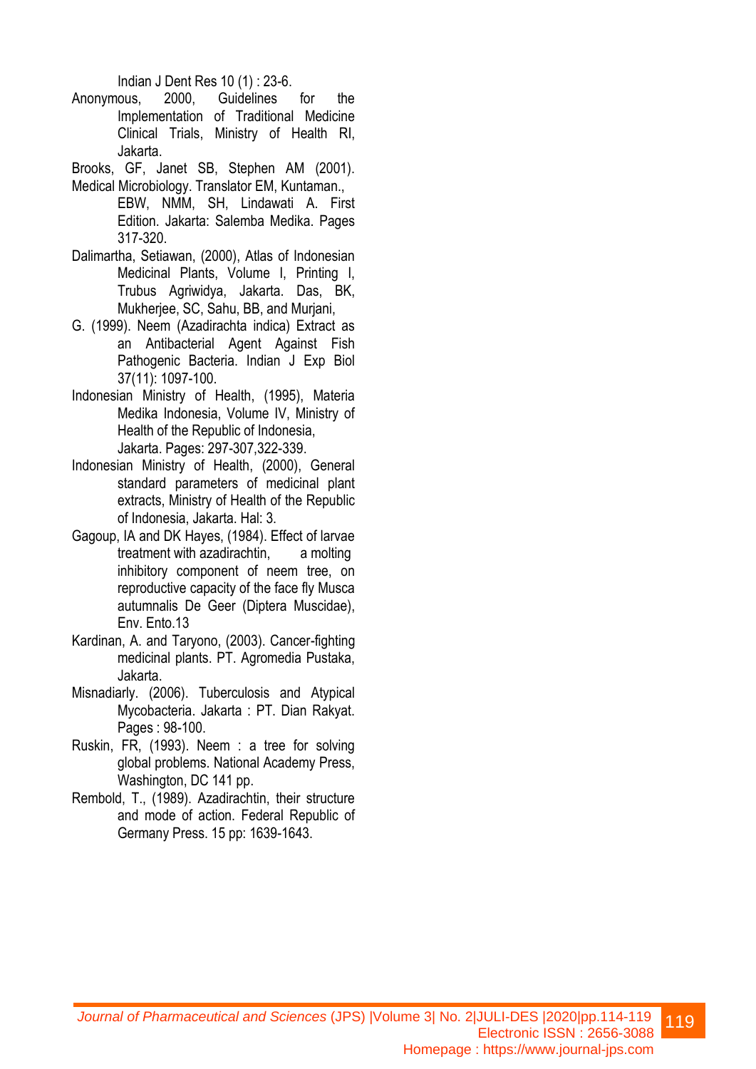Indian J Dent Res 10 (1) : 23-6.

Anonymous, 2000, Guidelines for the Implementation of Traditional Medicine Clinical Trials, Ministry of Health RI, Jakarta.

Brooks, GF, Janet SB, Stephen AM (2001). Medical Microbiology. Translator EM, Kuntaman., EBW, NMM, SH, Lindawati A. First Edition. Jakarta: Salemba Medika. Pages 317-320.

Dalimartha, Setiawan, (2000), Atlas of Indonesian Medicinal Plants, Volume I, Printing I, Trubus Agriwidya, Jakarta. Das, BK, Mukherjee, SC, Sahu, BB, and Murjani,

G. (1999). Neem (Azadirachta indica) Extract as an Antibacterial Agent Against Fish Pathogenic Bacteria. Indian J Exp Biol 37(11): 1097-100.

Indonesian Ministry of Health, (1995), Materia Medika Indonesia, Volume IV, Ministry of Health of the Republic of Indonesia, Jakarta. Pages: 297-307,322-339.

Indonesian Ministry of Health, (2000), General standard parameters of medicinal plant extracts, Ministry of Health of the Republic of Indonesia, Jakarta. Hal: 3.

Gagoup, IA and DK Hayes, (1984). Effect of larvae treatment with azadirachtin, a molting inhibitory component of neem tree, on reproductive capacity of the face fly Musca autumnalis De Geer (Diptera Muscidae), Env. Ento.13

Kardinan, A. and Taryono, (2003). Cancer-fighting medicinal plants. PT. Agromedia Pustaka, Jakarta.

Misnadiarly. (2006). Tuberculosis and Atypical Mycobacteria. Jakarta : PT. Dian Rakyat. Pages : 98-100.

Ruskin, FR, (1993). Neem : a tree for solving global problems. National Academy Press, Washington, DC 141 pp.

Rembold, T., (1989). Azadirachtin, their structure and mode of action. Federal Republic of Germany Press. 15 pp: 1639-1643.